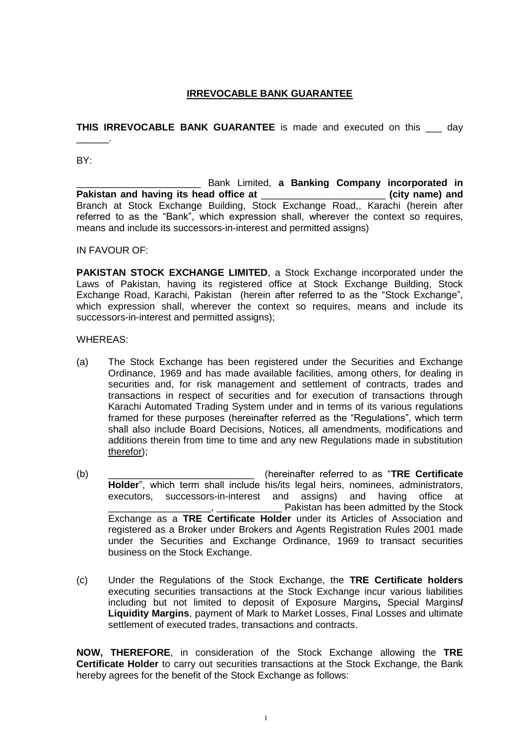# IRREVOCABLE BANK GUARANTEE

**THIS IRREVOCABLE BANK GUARANTEE** is made and executed on this ___ day ______.

BY:

________________________ Bank Limited, **a Banking Company incorporated in Pakistan and having its head office at ________________________ (city name) and** Branch at Stock Exchange Building, Stock Exchange Road,, Karachi (herein after referred to as the "Bank", which expression shall, wherever the context so requires, means and include its successors-in-interest and permitted assigns)

IN FAVOUR OF:

**PAKISTAN STOCK EXCHANGE LIMITED**, a Stock Exchange incorporated under the Laws of Pakistan, having its registered office at Stock Exchange Building, Stock Exchange Road, Karachi, Pakistan (herein after referred to as the "Stock Exchange", which expression shall, wherever the context so requires, means and include its successors-in-interest and permitted assigns);

WHEREAS:

(a) The Stock Exchange has been registered under the Securities and Exchange Ordinance, 1969 and has made available facilities, among others, for dealing in securities and, for risk management and settlement of contracts, trades and transactions in respect of securities and for execution of transactions through Karachi Automated Trading System under and in terms of its various regulations framed for these purposes (hereinafter referred as the "Regulations", which term shall also include Board Decisions, Notices, all amendments, modifications and additions therein from time to time and any new Regulations made in substitution therefor);

(b) ____________________________ (hereinafter referred to as "**TRE Certificate Holder**", which term shall include his/its legal heirs, nominees, administrators, executors, successors-in-interest and assigns) and having office at ___________________, ____________ Pakistan has been admitted by the Stock Exchange as a **TRE Certificate Holder** under its Articles of Association and registered as a Broker under Brokers and Agents Registration Rules 2001 made under the Securities and Exchange Ordinance, 1969 to transact securities business on the Stock Exchange.

(c) Under the Regulations of the Stock Exchange, the **TRE Certificate holders** executing securities transactions at the Stock Exchange incur various liabilities including but not limited to deposit of Exposure Margins**,** Special Margins**/ Liquidity Margins**, payment of Mark to Market Losses, Final Losses and ultimate settlement of executed trades, transactions and contracts.

**NOW, THEREFORE**, in consideration of the Stock Exchange allowing the **TRE Certificate Holder** to carry out securities transactions at the Stock Exchange, the Bank hereby agrees for the benefit of the Stock Exchange as follows: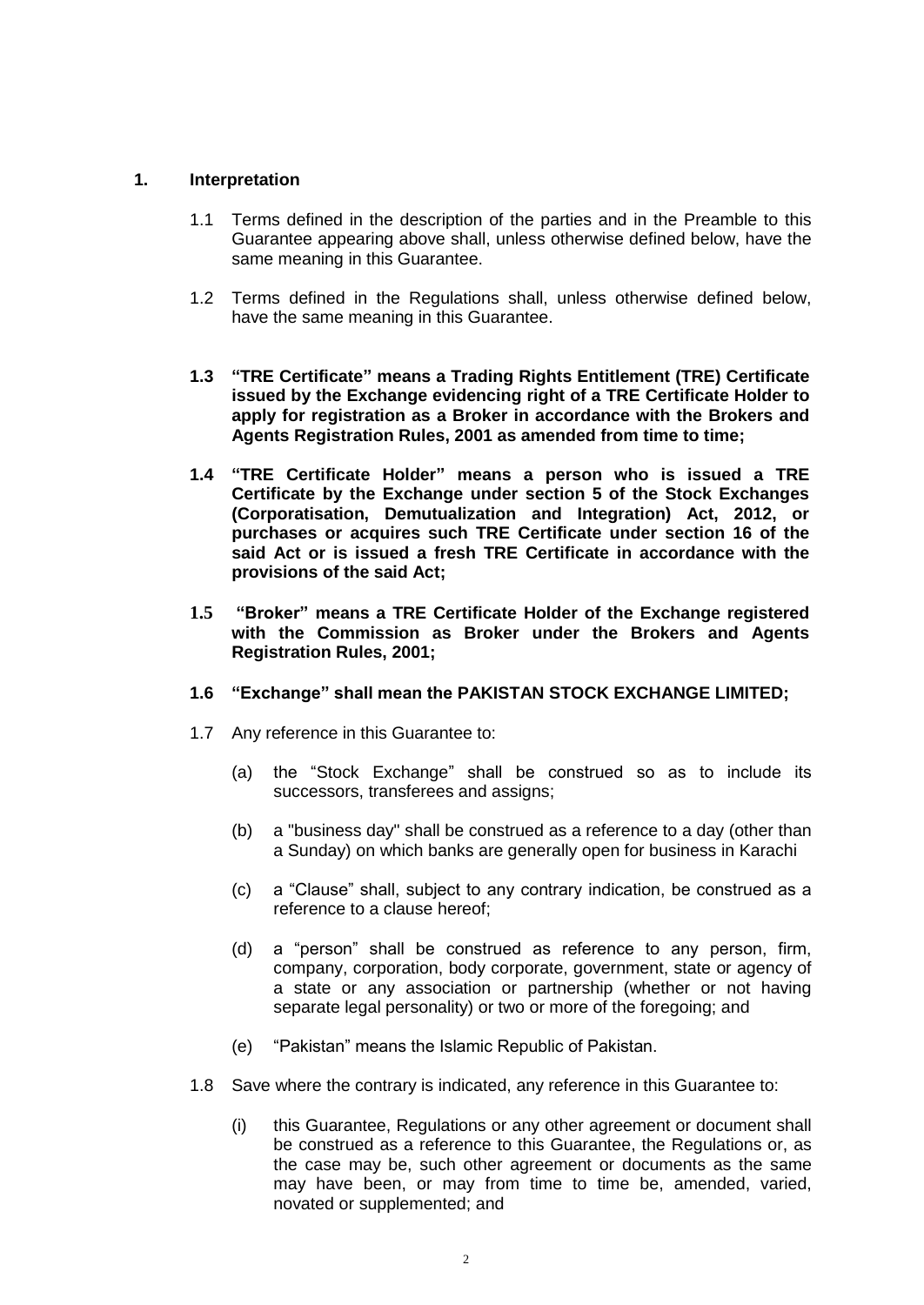## 1. Interpretation

1.1 Terms defined in the description of the parties and in the Preamble to this Guarantee appearing above shall, unless otherwise defined below, have the same meaning in this Guarantee.

1.2 Terms defined in the Regulations shall, unless otherwise defined below, have the same meaning in this Guarantee.

**1.3 "TRE Certificate" means a Trading Rights Entitlement (TRE) Certificate issued by the Exchange evidencing right of a TRE Certificate Holder to apply for registration as a Broker in accordance with the Brokers and Agents Registration Rules, 2001 as amended from time to time;**

**1.4 "TRE Certificate Holder" means a person who is issued a TRE Certificate by the Exchange under section 5 of the Stock Exchanges (Corporatisation, Demutualization and Integration) Act, 2012, or purchases or acquires such TRE Certificate under section 16 of the said Act or is issued a fresh TRE Certificate in accordance with the provisions of the said Act;**

**1.5 "Broker" means a TRE Certificate Holder of the Exchange registered with the Commission as Broker under the Brokers and Agents Registration Rules, 2001;**

**1.6 "Exchange" shall mean the PAKISTAN STOCK EXCHANGE LIMITED;**

1.7 Any reference in this Guarantee to:

(a) the "Stock Exchange" shall be construed so as to include its successors, transferees and assigns;

(b) a "business day" shall be construed as a reference to a day (other than a Sunday) on which banks are generally open for business in Karachi

(c) a "Clause" shall, subject to any contrary indication, be construed as a reference to a clause hereof;

(d) a "person" shall be construed as reference to any person, firm, company, corporation, body corporate, government, state or agency of a state or any association or partnership (whether or not having separate legal personality) or two or more of the foregoing; and

(e) "Pakistan" means the Islamic Republic of Pakistan.

1.8 Save where the contrary is indicated, any reference in this Guarantee to:

(i) this Guarantee, Regulations or any other agreement or document shall be construed as a reference to this Guarantee, the Regulations or, as the case may be, such other agreement or documents as the same may have been, or may from time to time be, amended, varied, novated or supplemented; and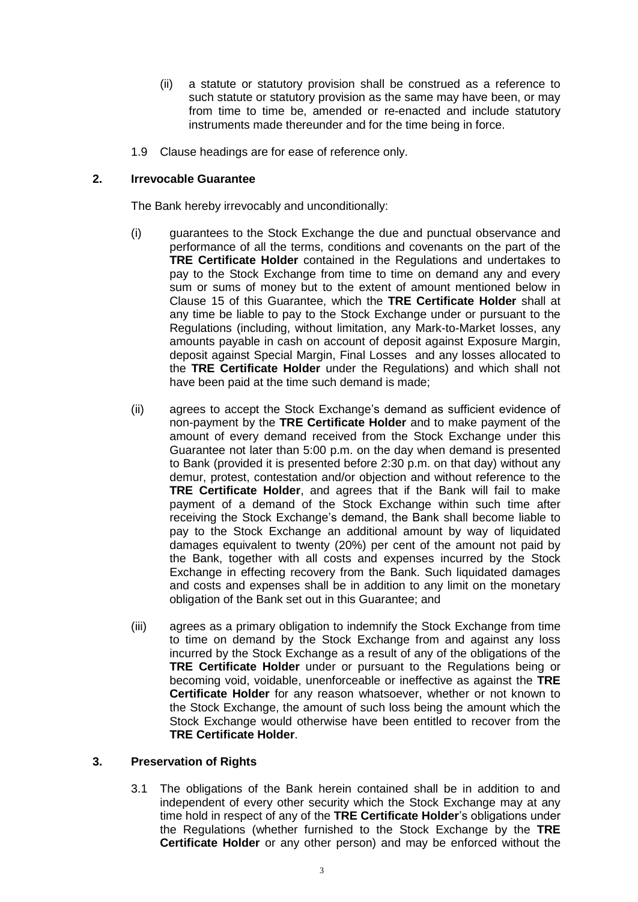(ii) a statute or statutory provision shall be construed as a reference to such statute or statutory provision as the same may have been, or may from time to time be, amended or re-enacted and include statutory instruments made thereunder and for the time being in force.

1.9 Clause headings are for ease of reference only.

## 2. Irrevocable Guarantee

The Bank hereby irrevocably and unconditionally:

(i) guarantees to the Stock Exchange the due and punctual observance and performance of all the terms, conditions and covenants on the part of the **TRE Certificate Holder** contained in the Regulations and undertakes to pay to the Stock Exchange from time to time on demand any and every sum or sums of money but to the extent of amount mentioned below in Clause 15 of this Guarantee, which the **TRE Certificate Holder** shall at any time be liable to pay to the Stock Exchange under or pursuant to the Regulations (including, without limitation, any Mark-to-Market losses, any amounts payable in cash on account of deposit against Exposure Margin, deposit against Special Margin, Final Losses and any losses allocated to the **TRE Certificate Holder** under the Regulations) and which shall not have been paid at the time such demand is made;

(ii) agrees to accept the Stock Exchange's demand as sufficient evidence of non-payment by the **TRE Certificate Holder** and to make payment of the amount of every demand received from the Stock Exchange under this Guarantee not later than 5:00 p.m. on the day when demand is presented to Bank (provided it is presented before 2:30 p.m. on that day) without any demur, protest, contestation and/or objection and without reference to the **TRE Certificate Holder**, and agrees that if the Bank will fail to make payment of a demand of the Stock Exchange within such time after receiving the Stock Exchange's demand, the Bank shall become liable to pay to the Stock Exchange an additional amount by way of liquidated damages equivalent to twenty (20%) per cent of the amount not paid by the Bank, together with all costs and expenses incurred by the Stock Exchange in effecting recovery from the Bank. Such liquidated damages and costs and expenses shall be in addition to any limit on the monetary obligation of the Bank set out in this Guarantee; and

(iii) agrees as a primary obligation to indemnify the Stock Exchange from time to time on demand by the Stock Exchange from and against any loss incurred by the Stock Exchange as a result of any of the obligations of the **TRE Certificate Holder** under or pursuant to the Regulations being or becoming void, voidable, unenforceable or ineffective as against the **TRE Certificate Holder** for any reason whatsoever, whether or not known to the Stock Exchange, the amount of such loss being the amount which the Stock Exchange would otherwise have been entitled to recover from the **TRE Certificate Holder**.

## 3. Preservation of Rights

3.1 The obligations of the Bank herein contained shall be in addition to and independent of every other security which the Stock Exchange may at any time hold in respect of any of the **TRE Certificate Holder**'s obligations under the Regulations (whether furnished to the Stock Exchange by the **TRE Certificate Holder** or any other person) and may be enforced without the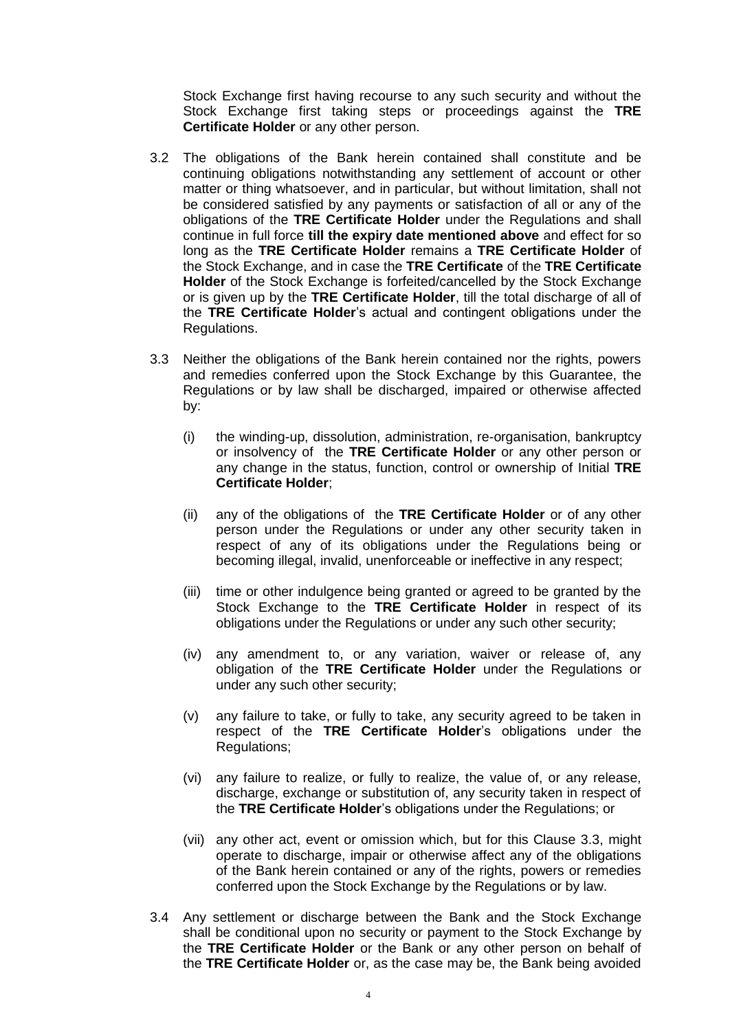Stock Exchange first having recourse to any such security and without the Stock Exchange first taking steps or proceedings against the **TRE Certificate Holder** or any other person.

3.2 The obligations of the Bank herein contained shall constitute and be continuing obligations notwithstanding any settlement of account or other matter or thing whatsoever, and in particular, but without limitation, shall not be considered satisfied by any payments or satisfaction of all or any of the obligations of the **TRE Certificate Holder** under the Regulations and shall continue in full force **till the expiry date mentioned above** and effect for so long as the **TRE Certificate Holder** remains a **TRE Certificate Holder** of the Stock Exchange, and in case the **TRE Certificate** of the **TRE Certificate Holder** of the Stock Exchange is forfeited/cancelled by the Stock Exchange or is given up by the **TRE Certificate Holder**, till the total discharge of all of the **TRE Certificate Holder**'s actual and contingent obligations under the Regulations.

3.3 Neither the obligations of the Bank herein contained nor the rights, powers and remedies conferred upon the Stock Exchange by this Guarantee, the Regulations or by law shall be discharged, impaired or otherwise affected by:

(i) the winding-up, dissolution, administration, re-organisation, bankruptcy or insolvency of the **TRE Certificate Holder** or any other person or any change in the status, function, control or ownership of Initial **TRE Certificate Holder**;

(ii) any of the obligations of the **TRE Certificate Holder** or of any other person under the Regulations or under any other security taken in respect of any of its obligations under the Regulations being or becoming illegal, invalid, unenforceable or ineffective in any respect;

(iii) time or other indulgence being granted or agreed to be granted by the Stock Exchange to the **TRE Certificate Holder** in respect of its obligations under the Regulations or under any such other security;

(iv) any amendment to, or any variation, waiver or release of, any obligation of the **TRE Certificate Holder** under the Regulations or under any such other security;

(v) any failure to take, or fully to take, any security agreed to be taken in respect of the **TRE Certificate Holder**'s obligations under the Regulations;

(vi) any failure to realize, or fully to realize, the value of, or any release, discharge, exchange or substitution of, any security taken in respect of the **TRE Certificate Holder**'s obligations under the Regulations; or

(vii) any other act, event or omission which, but for this Clause 3.3, might operate to discharge, impair or otherwise affect any of the obligations of the Bank herein contained or any of the rights, powers or remedies conferred upon the Stock Exchange by the Regulations or by law.

3.4 Any settlement or discharge between the Bank and the Stock Exchange shall be conditional upon no security or payment to the Stock Exchange by the **TRE Certificate Holder** or the Bank or any other person on behalf of the **TRE Certificate Holder** or, as the case may be, the Bank being avoided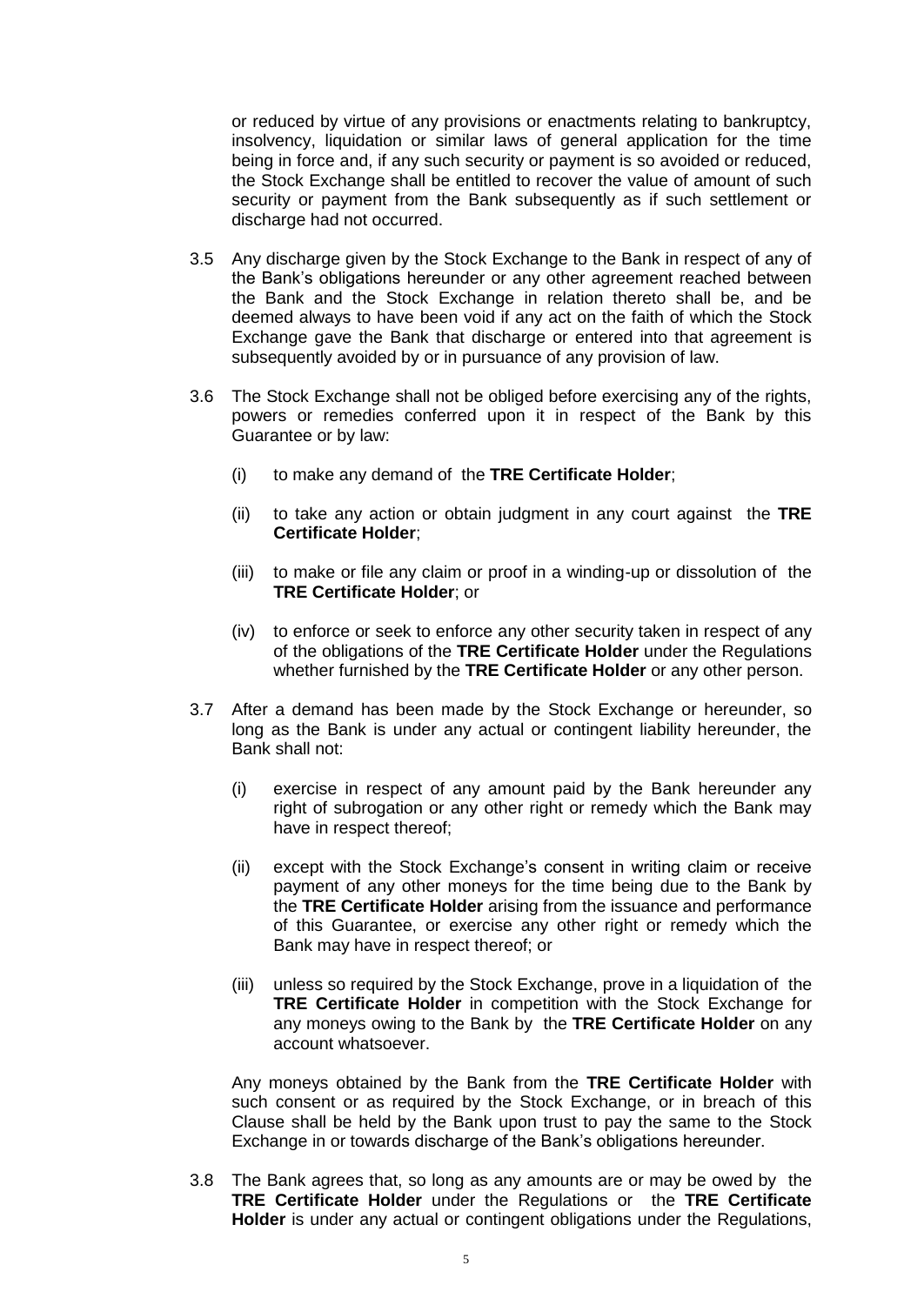or reduced by virtue of any provisions or enactments relating to bankruptcy, insolvency, liquidation or similar laws of general application for the time being in force and, if any such security or payment is so avoided or reduced, the Stock Exchange shall be entitled to recover the value of amount of such security or payment from the Bank subsequently as if such settlement or discharge had not occurred.

3.5 Any discharge given by the Stock Exchange to the Bank in respect of any of the Bank's obligations hereunder or any other agreement reached between the Bank and the Stock Exchange in relation thereto shall be, and be deemed always to have been void if any act on the faith of which the Stock Exchange gave the Bank that discharge or entered into that agreement is subsequently avoided by or in pursuance of any provision of law.

3.6 The Stock Exchange shall not be obliged before exercising any of the rights, powers or remedies conferred upon it in respect of the Bank by this Guarantee or by law:

(i) to make any demand of the **TRE Certificate Holder**;

(ii) to take any action or obtain judgment in any court against the **TRE Certificate Holder**;

(iii) to make or file any claim or proof in a winding-up or dissolution of the **TRE Certificate Holder**; or

(iv) to enforce or seek to enforce any other security taken in respect of any of the obligations of the **TRE Certificate Holder** under the Regulations whether furnished by the **TRE Certificate Holder** or any other person.

3.7 After a demand has been made by the Stock Exchange or hereunder, so long as the Bank is under any actual or contingent liability hereunder, the Bank shall not:

(i) exercise in respect of any amount paid by the Bank hereunder any right of subrogation or any other right or remedy which the Bank may have in respect thereof;

(ii) except with the Stock Exchange's consent in writing claim or receive payment of any other moneys for the time being due to the Bank by the **TRE Certificate Holder** arising from the issuance and performance of this Guarantee, or exercise any other right or remedy which the Bank may have in respect thereof; or

(iii) unless so required by the Stock Exchange, prove in a liquidation of the **TRE Certificate Holder** in competition with the Stock Exchange for any moneys owing to the Bank by the **TRE Certificate Holder** on any account whatsoever.

Any moneys obtained by the Bank from the **TRE Certificate Holder** with such consent or as required by the Stock Exchange, or in breach of this Clause shall be held by the Bank upon trust to pay the same to the Stock Exchange in or towards discharge of the Bank's obligations hereunder.

3.8 The Bank agrees that, so long as any amounts are or may be owed by the **TRE Certificate Holder** under the Regulations or the **TRE Certificate Holder** is under any actual or contingent obligations under the Regulations,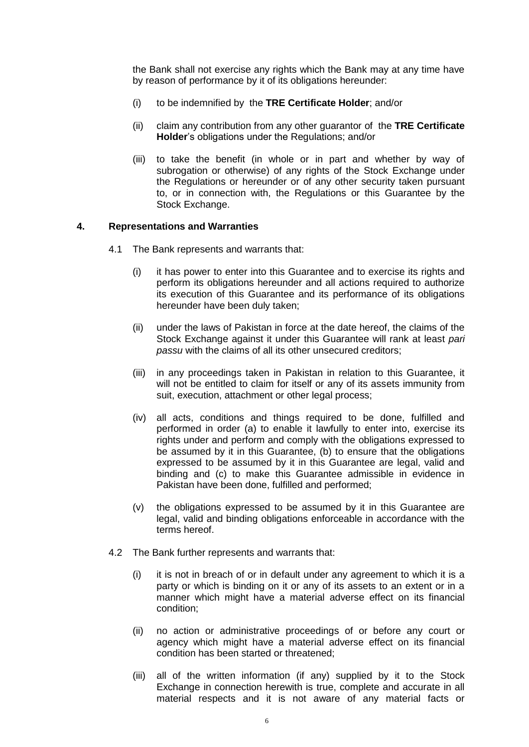the Bank shall not exercise any rights which the Bank may at any time have by reason of performance by it of its obligations hereunder:

(i) to be indemnified by the **TRE Certificate Holder**; and/or

(ii) claim any contribution from any other guarantor of the **TRE Certificate Holder**'s obligations under the Regulations; and/or

(iii) to take the benefit (in whole or in part and whether by way of subrogation or otherwise) of any rights of the Stock Exchange under the Regulations or hereunder or of any other security taken pursuant to, or in connection with, the Regulations or this Guarantee by the Stock Exchange.

**4. Representations and Warranties**

4.1 The Bank represents and warrants that:

(i) it has power to enter into this Guarantee and to exercise its rights and perform its obligations hereunder and all actions required to authorize its execution of this Guarantee and its performance of its obligations hereunder have been duly taken;

(ii) under the laws of Pakistan in force at the date hereof, the claims of the Stock Exchange against it under this Guarantee will rank at least *pari passu* with the claims of all its other unsecured creditors;

(iii) in any proceedings taken in Pakistan in relation to this Guarantee, it will not be entitled to claim for itself or any of its assets immunity from suit, execution, attachment or other legal process;

(iv) all acts, conditions and things required to be done, fulfilled and performed in order (a) to enable it lawfully to enter into, exercise its rights under and perform and comply with the obligations expressed to be assumed by it in this Guarantee, (b) to ensure that the obligations expressed to be assumed by it in this Guarantee are legal, valid and binding and (c) to make this Guarantee admissible in evidence in Pakistan have been done, fulfilled and performed;

(v) the obligations expressed to be assumed by it in this Guarantee are legal, valid and binding obligations enforceable in accordance with the terms hereof.

4.2 The Bank further represents and warrants that:

(i) it is not in breach of or in default under any agreement to which it is a party or which is binding on it or any of its assets to an extent or in a manner which might have a material adverse effect on its financial condition;

(ii) no action or administrative proceedings of or before any court or agency which might have a material adverse effect on its financial condition has been started or threatened;

(iii) all of the written information (if any) supplied by it to the Stock Exchange in connection herewith is true, complete and accurate in all material respects and it is not aware of any material facts or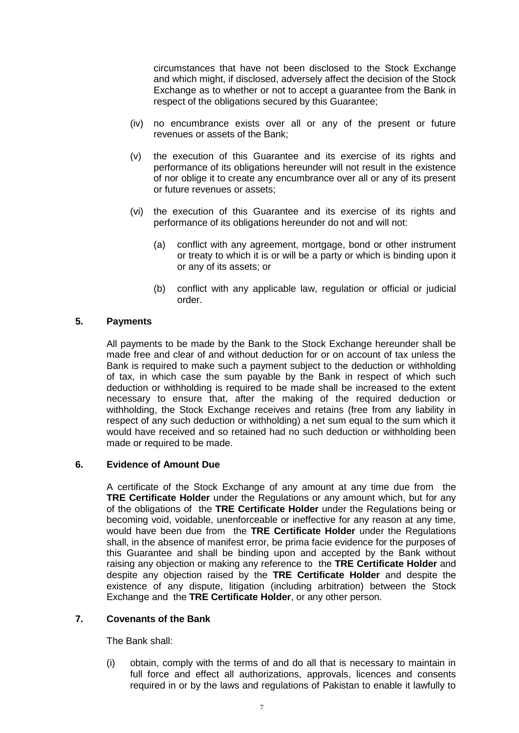circumstances that have not been disclosed to the Stock Exchange and which might, if disclosed, adversely affect the decision of the Stock Exchange as to whether or not to accept a guarantee from the Bank in respect of the obligations secured by this Guarantee;

(iv) no encumbrance exists over all or any of the present or future revenues or assets of the Bank;

(v) the execution of this Guarantee and its exercise of its rights and performance of its obligations hereunder will not result in the existence of nor oblige it to create any encumbrance over all or any of its present or future revenues or assets;

(vi) the execution of this Guarantee and its exercise of its rights and performance of its obligations hereunder do not and will not:

(a) conflict with any agreement, mortgage, bond or other instrument or treaty to which it is or will be a party or which is binding upon it or any of its assets; or

(b) conflict with any applicable law, regulation or official or judicial order.

## 5. Payments

All payments to be made by the Bank to the Stock Exchange hereunder shall be made free and clear of and without deduction for or on account of tax unless the Bank is required to make such a payment subject to the deduction or withholding of tax, in which case the sum payable by the Bank in respect of which such deduction or withholding is required to be made shall be increased to the extent necessary to ensure that, after the making of the required deduction or withholding, the Stock Exchange receives and retains (free from any liability in respect of any such deduction or withholding) a net sum equal to the sum which it would have received and so retained had no such deduction or withholding been made or required to be made.

## 6. Evidence of Amount Due

A certificate of the Stock Exchange of any amount at any time due from the **TRE Certificate Holder** under the Regulations or any amount which, but for any of the obligations of the **TRE Certificate Holder** under the Regulations being or becoming void, voidable, unenforceable or ineffective for any reason at any time, would have been due from the **TRE Certificate Holder** under the Regulations shall, in the absence of manifest error, be prima facie evidence for the purposes of this Guarantee and shall be binding upon and accepted by the Bank without raising any objection or making any reference to the **TRE Certificate Holder** and despite any objection raised by the **TRE Certificate Holder** and despite the existence of any dispute, litigation (including arbitration) between the Stock Exchange and the **TRE Certificate Holder**, or any other person.

## 7. Covenants of the Bank

The Bank shall:

(i) obtain, comply with the terms of and do all that is necessary to maintain in full force and effect all authorizations, approvals, licences and consents required in or by the laws and regulations of Pakistan to enable it lawfully to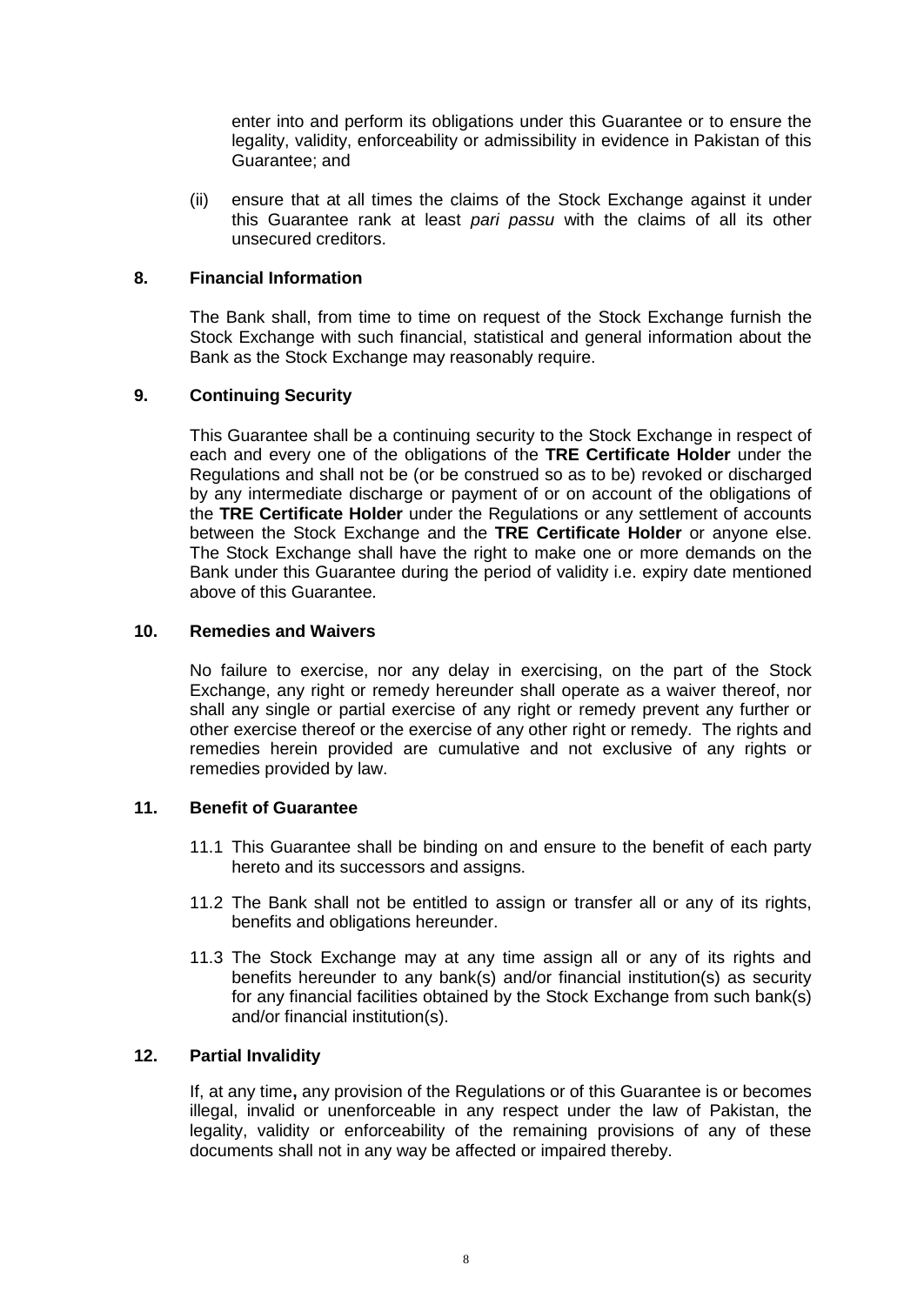enter into and perform its obligations under this Guarantee or to ensure the legality, validity, enforceability or admissibility in evidence in Pakistan of this Guarantee; and

(ii) ensure that at all times the claims of the Stock Exchange against it under this Guarantee rank at least *pari passu* with the claims of all its other unsecured creditors.

**8. Financial Information**

The Bank shall, from time to time on request of the Stock Exchange furnish the Stock Exchange with such financial, statistical and general information about the Bank as the Stock Exchange may reasonably require.

**9. Continuing Security**

This Guarantee shall be a continuing security to the Stock Exchange in respect of each and every one of the obligations of the **TRE Certificate Holder** under the Regulations and shall not be (or be construed so as to be) revoked or discharged by any intermediate discharge or payment of or on account of the obligations of the **TRE Certificate Holder** under the Regulations or any settlement of accounts between the Stock Exchange and the **TRE Certificate Holder** or anyone else. The Stock Exchange shall have the right to make one or more demands on the Bank under this Guarantee during the period of validity i.e. expiry date mentioned above of this Guarantee.

**10. Remedies and Waivers**

No failure to exercise, nor any delay in exercising, on the part of the Stock Exchange, any right or remedy hereunder shall operate as a waiver thereof, nor shall any single or partial exercise of any right or remedy prevent any further or other exercise thereof or the exercise of any other right or remedy. The rights and remedies herein provided are cumulative and not exclusive of any rights or remedies provided by law.

**11. Benefit of Guarantee**

11.1 This Guarantee shall be binding on and ensure to the benefit of each party hereto and its successors and assigns.

11.2 The Bank shall not be entitled to assign or transfer all or any of its rights, benefits and obligations hereunder.

11.3 The Stock Exchange may at any time assign all or any of its rights and benefits hereunder to any bank(s) and/or financial institution(s) as security for any financial facilities obtained by the Stock Exchange from such bank(s) and/or financial institution(s).

**12. Partial Invalidity**

If, at any time**,** any provision of the Regulations or of this Guarantee is or becomes illegal, invalid or unenforceable in any respect under the law of Pakistan, the legality, validity or enforceability of the remaining provisions of any of these documents shall not in any way be affected or impaired thereby.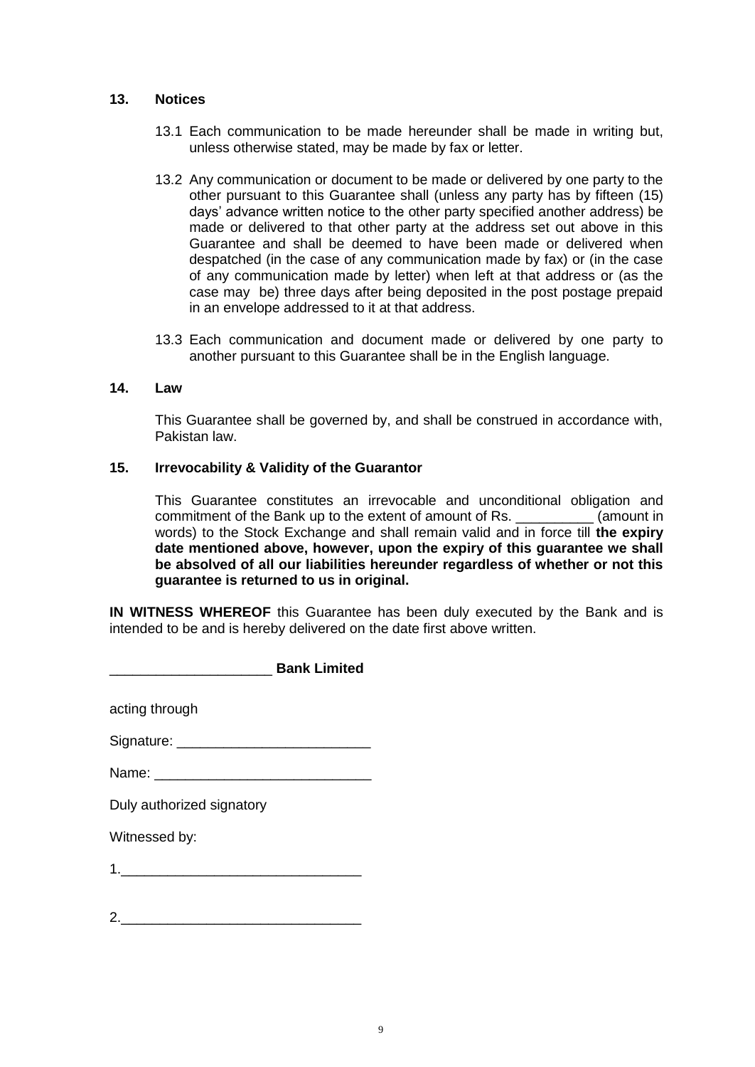## 13. Notices

13.1 Each communication to be made hereunder shall be made in writing but, unless otherwise stated, may be made by fax or letter.

13.2 Any communication or document to be made or delivered by one party to the other pursuant to this Guarantee shall (unless any party has by fifteen (15) days' advance written notice to the other party specified another address) be made or delivered to that other party at the address set out above in this Guarantee and shall be deemed to have been made or delivered when despatched (in the case of any communication made by fax) or (in the case of any communication made by letter) when left at that address or (as the case may be) three days after being deposited in the post postage prepaid in an envelope addressed to it at that address.

13.3 Each communication and document made or delivered by one party to another pursuant to this Guarantee shall be in the English language.

## 14. Law

This Guarantee shall be governed by, and shall be construed in accordance with, Pakistan law.

## 15. Irrevocability & Validity of the Guarantor

This Guarantee constitutes an irrevocable and unconditional obligation and commitment of the Bank up to the extent of amount of Rs. __________ (amount in words) to the Stock Exchange and shall remain valid and in force till **the expiry date mentioned above, however, upon the expiry of this guarantee we shall be absolved of all our liabilities hereunder regardless of whether or not this guarantee is returned to us in original.**

**IN WITNESS WHEREOF** this Guarantee has been duly executed by the Bank and is intended to be and is hereby delivered on the date first above written.

_____________________ **Bank Limited**

acting through

Signature: _________________________

Name: ____________________________

Duly authorized signatory

Witnessed by:

1._______________________________

2._______________________________